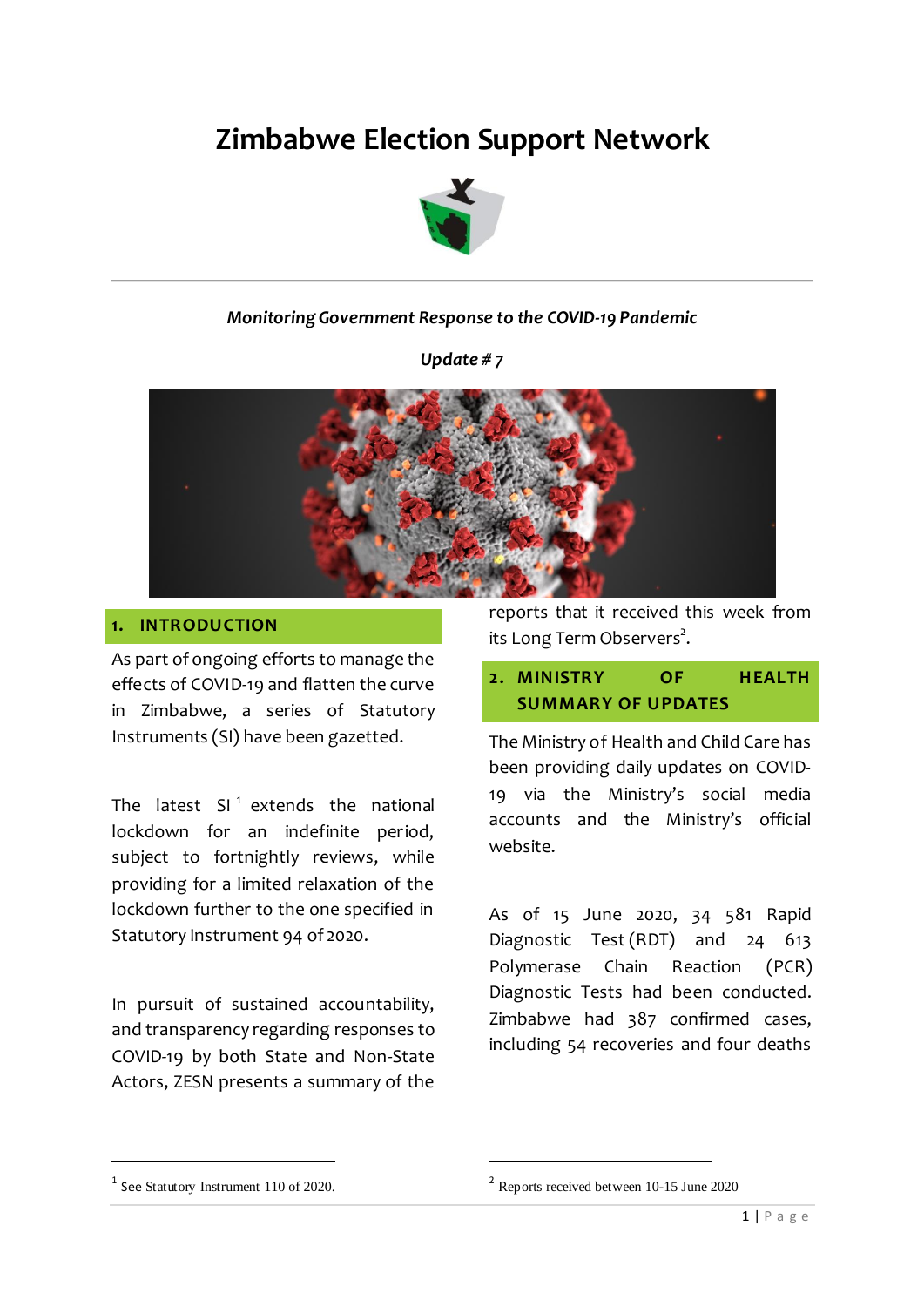# Zimbabwe Election Support Network

***Monitoring Government Response to the COVID-19 Pandemic***

***Update # 7***

## 1. INTRODUCTION

As part of ongoing efforts to manage the effects of COVID-19 and flatten the curve in Zimbabwe, a series of Statutory Instruments (SI) have been gazetted.

The latest SI [1] extends the national lockdown for an indefinite period, subject to fortnightly reviews, while providing for a limited relaxation of the lockdown further to the one specified in Statutory Instrument 94 of 2020.

In pursuit of sustained accountability, and transparency regarding responses to COVID-19 by both State and Non-State Actors, ZESN presents a summary of the reports that it received this week from its Long Term Observers[2].

## 2. MINISTRY OF HEALTH SUMMARY OF UPDATES

The Ministry of Health and Child Care has been providing daily updates on COVID-19 via the Ministry's social media accounts and the Ministry's official website.

As of 15 June 2020, 34 581 Rapid Diagnostic Test (RDT) and 24 613 Polymerase Chain Reaction (PCR) Diagnostic Tests had been conducted. Zimbabwe had 387 confirmed cases, including 54 recoveries and four deaths

---

[1] See Statutory Instrument 110 of 2020.

[2] Reports received between 10-15 June 2020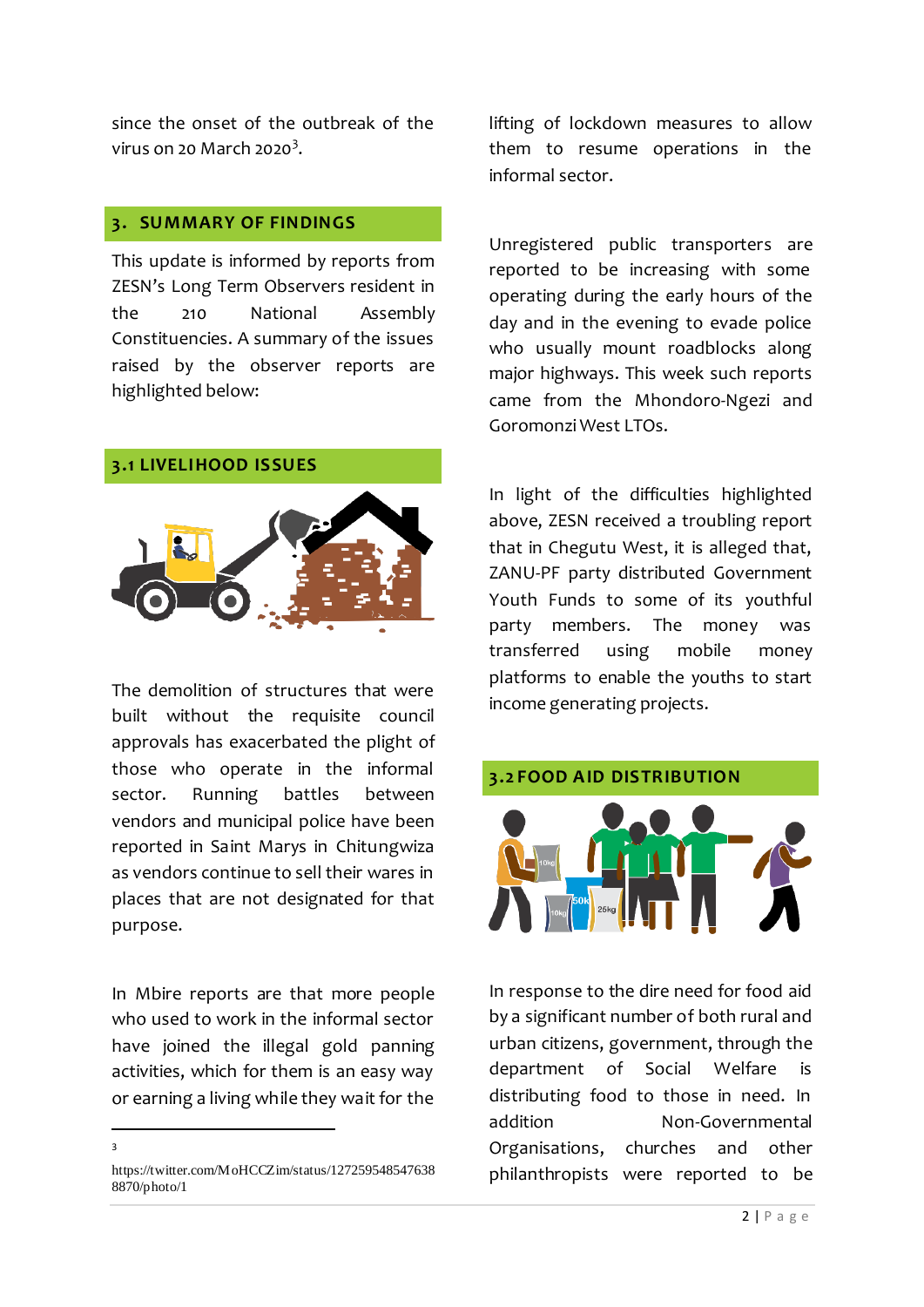since the onset of the outbreak of the virus on 20 March 2020[3].

## 3. SUMMARY OF FINDINGS

This update is informed by reports from ZESN's Long Term Observers resident in the 210 National Assembly Constituencies. A summary of the issues raised by the observer reports are highlighted below:

### 3.1 LIVELIHOOD ISSUES

The demolition of structures that were built without the requisite council approvals has exacerbated the plight of those who operate in the informal sector. Running battles between vendors and municipal police have been reported in Saint Marys in Chitungwiza as vendors continue to sell their wares in places that are not designated for that purpose.

In Mbire reports are that more people who used to work in the informal sector have joined the illegal gold panning activities, which for them is an easy way or earning a living while they wait for the lifting of lockdown measures to allow them to resume operations in the informal sector.

Unregistered public transporters are reported to be increasing with some operating during the early hours of the day and in the evening to evade police who usually mount roadblocks along major highways. This week such reports came from the Mhondoro-Ngezi and Goromonzi West LTOs.

In light of the difficulties highlighted above, ZESN received a troubling report that in Chegutu West, it is alleged that, ZANU-PF party distributed Government Youth Funds to some of its youthful party members. The money was transferred using mobile money platforms to enable the youths to start income generating projects.

### 3.2 FOOD AID DISTRIBUTION

In response to the dire need for food aid by a significant number of both rural and urban citizens, government, through the department of Social Welfare is distributing food to those in need. In addition Non-Governmental Organisations, churches and other philanthropists were reported to be

---

[3] https://twitter.com/MoHCCZim/status/1272595485476388870/photo/1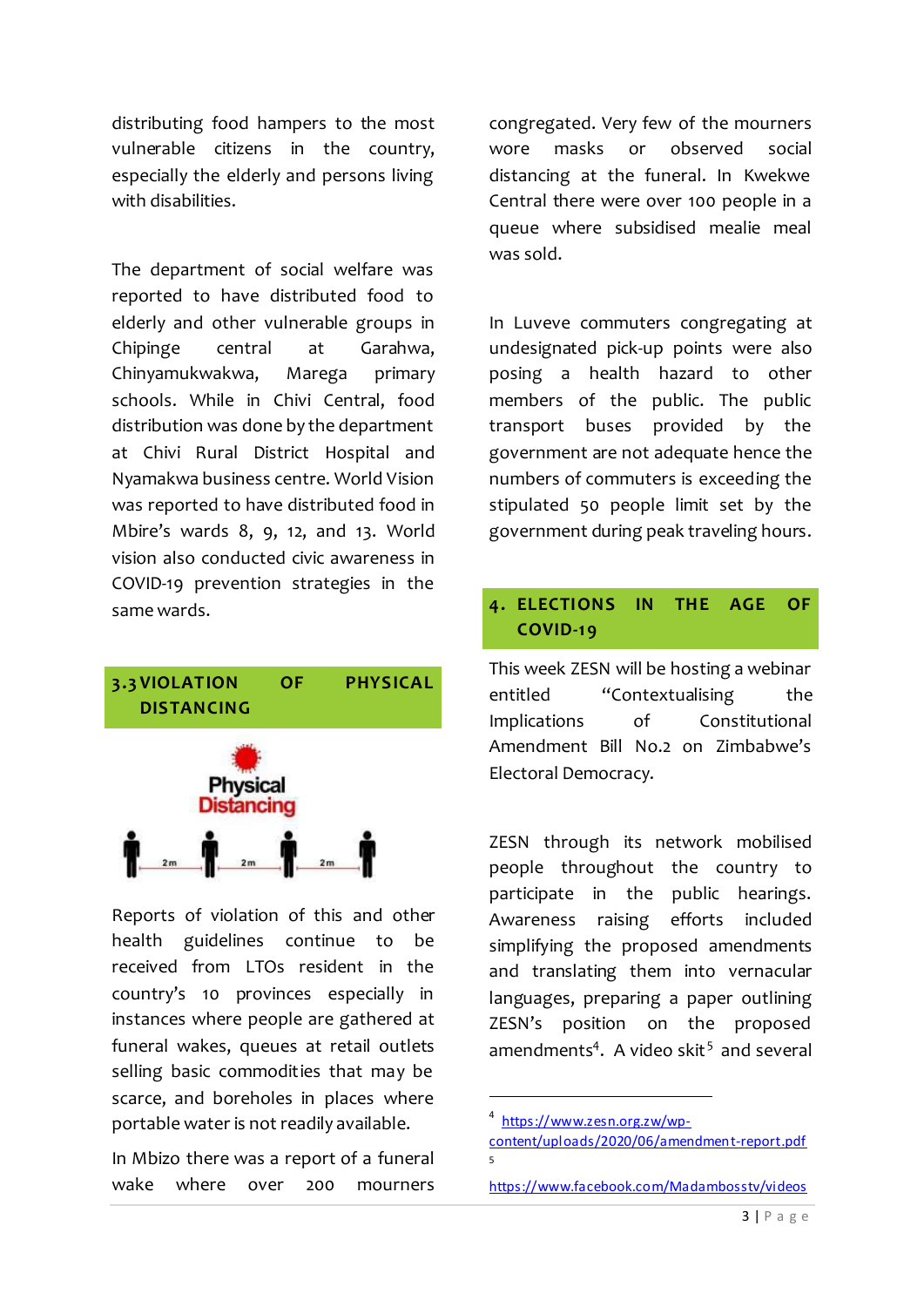distributing food hampers to the most vulnerable citizens in the country, especially the elderly and persons living with disabilities.

The department of social welfare was reported to have distributed food to elderly and other vulnerable groups in Chipinge central at Garahwa, Chinyamukwakwa, Marega primary schools. While in Chivi Central, food distribution was done by the department at Chivi Rural District Hospital and Nyamakwa business centre. World Vision was reported to have distributed food in Mbire's wards 8, 9, 12, and 13. World vision also conducted civic awareness in COVID-19 prevention strategies in the same wards.

## 3.3 VIOLATION OF PHYSICAL DISTANCING

Reports of violation of this and other health guidelines continue to be received from LTOs resident in the country's 10 provinces especially in instances where people are gathered at funeral wakes, queues at retail outlets selling basic commodities that may be scarce, and boreholes in places where portable water is not readily available.

In Mbizo there was a report of a funeral wake where over 200 mourners congregated. Very few of the mourners wore masks or observed social distancing at the funeral. In Kwekwe Central there were over 100 people in a queue where subsidised mealie meal was sold.

In Luveve commuters congregating at undesignated pick-up points were also posing a health hazard to other members of the public. The public transport buses provided by the government are not adequate hence the numbers of commuters is exceeding the stipulated 50 people limit set by the government during peak traveling hours.

## 4. ELECTIONS IN THE AGE OF COVID-19

This week ZESN will be hosting a webinar entitled "Contextualising the Implications of Constitutional Amendment Bill No.2 on Zimbabwe's Electoral Democracy.

ZESN through its network mobilised people throughout the country to participate in the public hearings. Awareness raising efforts included simplifying the proposed amendments and translating them into vernacular languages, preparing a paper outlining ZESN's position on the proposed amendments[4]. A video skit[5] and several

---

[4] https://www.zesn.org.zw/wp-content/uploads/2020/06/amendment-report.pdf

[5] https://www.facebook.com/Madambosstv/videos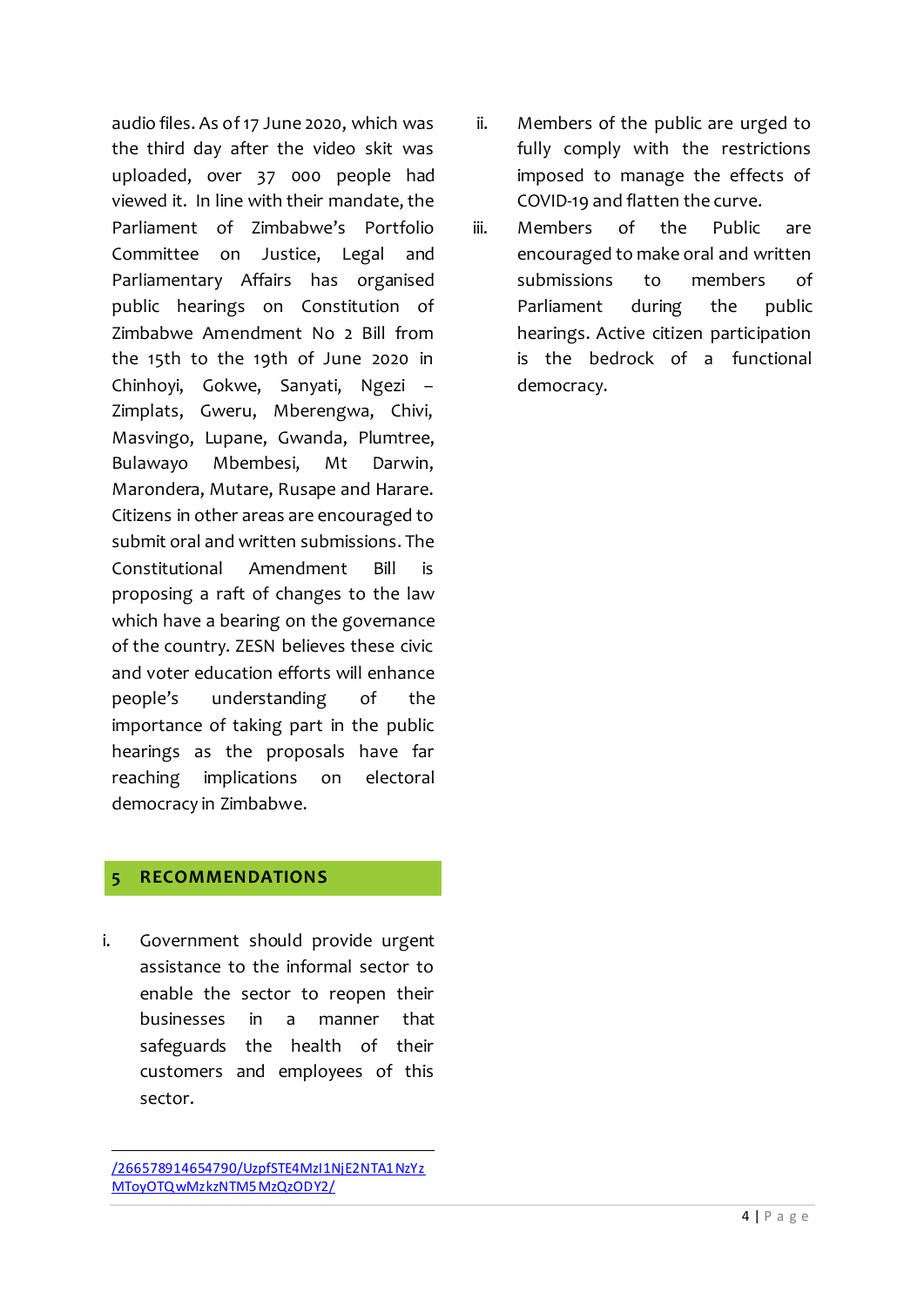audio files. As of 17 June 2020, which was the third day after the video skit was uploaded, over 37 000 people had viewed it. In line with their mandate, the Parliament of Zimbabwe's Portfolio Committee on Justice, Legal and Parliamentary Affairs has organised public hearings on Constitution of Zimbabwe Amendment No 2 Bill from the 15th to the 19th of June 2020 in Chinhoyi, Gokwe, Sanyati, Ngezi – Zimplats, Gweru, Mberengwa, Chivi, Masvingo, Lupane, Gwanda, Plumtree, Bulawayo Mbembesi, Mt Darwin, Marondera, Mutare, Rusape and Harare. Citizens in other areas are encouraged to submit oral and written submissions. The Constitutional Amendment Bill is proposing a raft of changes to the law which have a bearing on the governance of the country. ZESN believes these civic and voter education efforts will enhance people's understanding of the importance of taking part in the public hearings as the proposals have far reaching implications on electoral democracy in Zimbabwe.

## 5 RECOMMENDATIONS

i. Government should provide urgent assistance to the informal sector to enable the sector to reopen their businesses in a manner that safeguards the health of their customers and employees of this sector.

ii. Members of the public are urged to fully comply with the restrictions imposed to manage the effects of COVID-19 and flatten the curve.

iii. Members of the Public are encouraged to make oral and written submissions to members of Parliament during the public hearings. Active citizen participation is the bedrock of a functional democracy.

---

/266578914654790/UzpfSTE4MzI1NjE2NTA1NzYzMToyOTQwMzkzNTM5MzQzODY2/